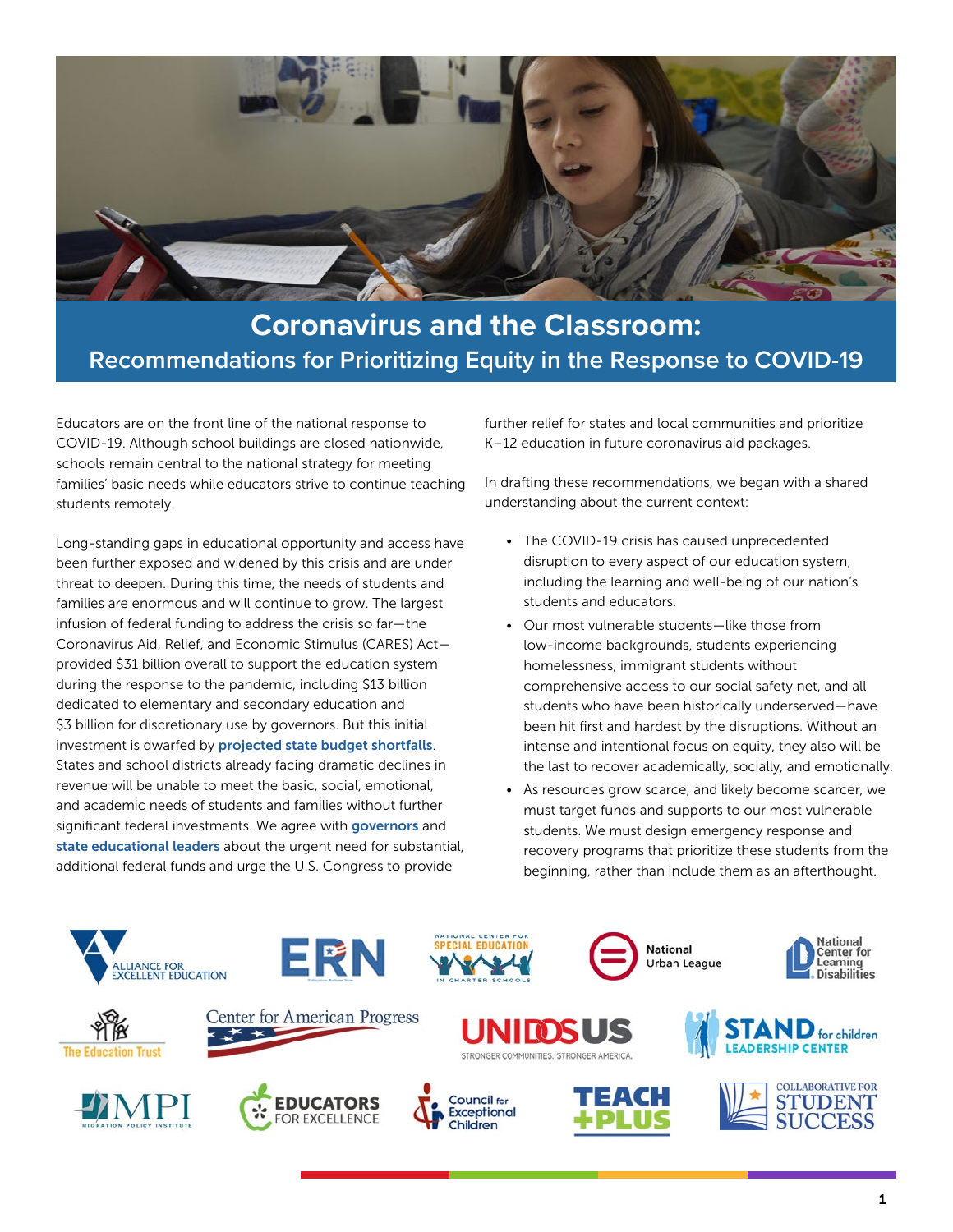# Coronavirus and the Classroom:

## Recommendations for Prioritizing Equity in the Response to COVID-19

Educators are on the front line of the national response to COVID-19. Although school buildings are closed nationwide, schools remain central to the national strategy for meeting families' basic needs while educators strive to continue teaching students remotely.

Long-standing gaps in educational opportunity and access have been further exposed and widened by this crisis and are under threat to deepen. During this time, the needs of students and families are enormous and will continue to grow. The largest infusion of federal funding to address the crisis so far—the Coronavirus Aid, Relief, and Economic Stimulus (CARES) Act—provided $31 billion overall to support the education system during the response to the pandemic, including $13 billion dedicated to elementary and secondary education and $3 billion for discretionary use by governors. But this initial investment is dwarfed by **projected state budget shortfalls**. States and school districts already facing dramatic declines in revenue will be unable to meet the basic, social, emotional, and academic needs of students and families without further significant federal investments. We agree with **governors** and **state educational leaders** about the urgent need for substantial, additional federal funds and urge the U.S. Congress to provide further relief for states and local communities and prioritize K–12 education in future coronavirus aid packages.

In drafting these recommendations, we began with a shared understanding about the current context:

- The COVID-19 crisis has caused unprecedented disruption to every aspect of our education system, including the learning and well-being of our nation's students and educators.
- Our most vulnerable students—like those from low-income backgrounds, students experiencing homelessness, immigrant students without comprehensive access to our social safety net, and all students who have been historically underserved—have been hit first and hardest by the disruptions. Without an intense and intentional focus on equity, they also will be the last to recover academically, socially, and emotionally.
- As resources grow scarce, and likely become scarcer, we must target funds and supports to our most vulnerable students. We must design emergency response and recovery programs that prioritize these students from the beginning, rather than include them as an afterthought.

Alliance for Excellent Education · ERN · National Center for Special Education in Charter Schools · National Urban League · National Center for Learning Disabilities · The Education Trust · Center for American Progress · UnidosUS: Stronger Communities. Stronger America. · Stand for Children Leadership Center · MPI Migration Policy Institute · Educators for Excellence · Council for Exceptional Children · Teach Plus · Collaborative for Student Success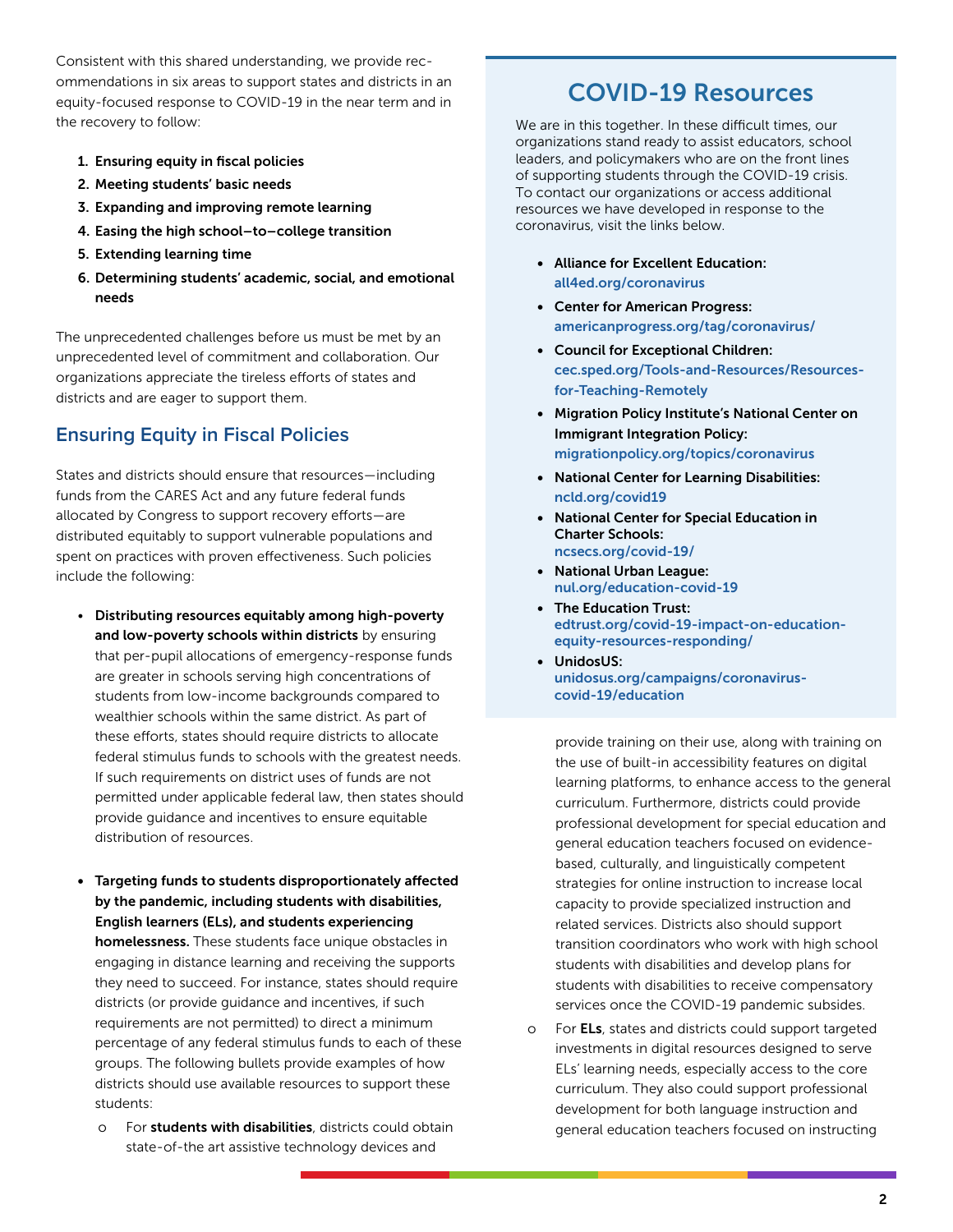Consistent with this shared understanding, we provide recommendations in six areas to support states and districts in an equity-focused response to COVID-19 in the near term and in the recovery to follow:

1. **Ensuring equity in fiscal policies**
2. **Meeting students' basic needs**
3. **Expanding and improving remote learning**
4. **Easing the high school–to–college transition**
5. **Extending learning time**
6. **Determining students' academic, social, and emotional needs**

The unprecedented challenges before us must be met by an unprecedented level of commitment and collaboration. Our organizations appreciate the tireless efforts of states and districts and are eager to support them.

## Ensuring Equity in Fiscal Policies

States and districts should ensure that resources—including funds from the CARES Act and any future federal funds allocated by Congress to support recovery efforts—are distributed equitably to support vulnerable populations and spent on practices with proven effectiveness. Such policies include the following:

- **Distributing resources equitably among high-poverty and low-poverty schools within districts** by ensuring that per-pupil allocations of emergency-response funds are greater in schools serving high concentrations of students from low-income backgrounds compared to wealthier schools within the same district. As part of these efforts, states should require districts to allocate federal stimulus funds to schools with the greatest needs. If such requirements on district uses of funds are not permitted under applicable federal law, then states should provide guidance and incentives to ensure equitable distribution of resources.

- **Targeting funds to students disproportionately affected by the pandemic, including students with disabilities, English learners (ELs), and students experiencing homelessness.** These students face unique obstacles in engaging in distance learning and receiving the supports they need to succeed. For instance, states should require districts (or provide guidance and incentives, if such requirements are not permitted) to direct a minimum percentage of any federal stimulus funds to each of these groups. The following bullets provide examples of how districts should use available resources to support these students:
  - For **students with disabilities**, districts could obtain state-of-the art assistive technology devices and provide training on their use, along with training on the use of built-in accessibility features on digital learning platforms, to enhance access to the general curriculum. Furthermore, districts could provide professional development for special education and general education teachers focused on evidence-based, culturally, and linguistically competent strategies for online instruction to increase local capacity to provide specialized instruction and related services. Districts also should support transition coordinators who work with high school students with disabilities and develop plans for students with disabilities to receive compensatory services once the COVID-19 pandemic subsides.
  - For **ELs**, states and districts could support targeted investments in digital resources designed to serve ELs' learning needs, especially access to the core curriculum. They also could support professional development for both language instruction and general education teachers focused on instructing

## COVID-19 Resources

We are in this together. In these difficult times, our organizations stand ready to assist educators, school leaders, and policymakers who are on the front lines of supporting students through the COVID-19 crisis. To contact our organizations or access additional resources we have developed in response to the coronavirus, visit the links below.

- **Alliance for Excellent Education:** all4ed.org/coronavirus
- **Center for American Progress:** americanprogress.org/tag/coronavirus/
- **Council for Exceptional Children:** cec.sped.org/Tools-and-Resources/Resources-for-Teaching-Remotely
- **Migration Policy Institute's National Center on Immigrant Integration Policy:** migrationpolicy.org/topics/coronavirus
- **National Center for Learning Disabilities:** ncld.org/covid19
- **National Center for Special Education in Charter Schools:** ncsecs.org/covid-19/
- **National Urban League:** nul.org/education-covid-19
- **The Education Trust:** edtrust.org/covid-19-impact-on-education-equity-resources-responding/
- **UnidosUS:** unidosus.org/campaigns/coronavirus-covid-19/education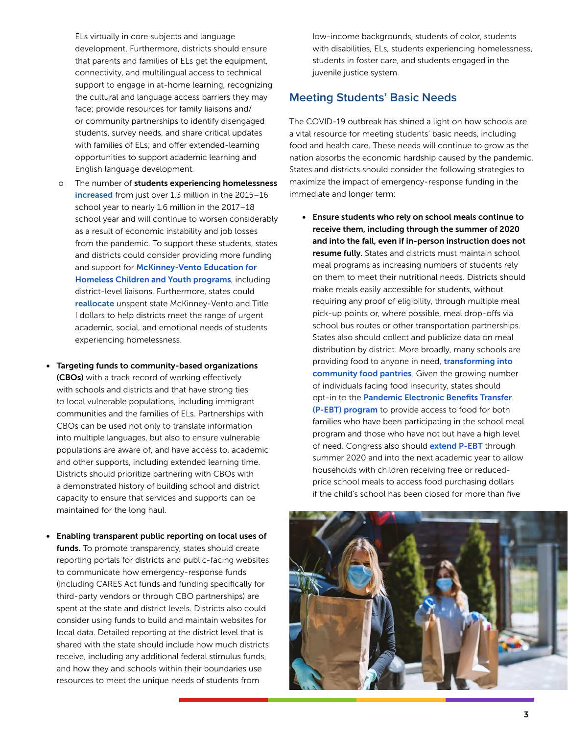ELs virtually in core subjects and language development. Furthermore, districts should ensure that parents and families of ELs get the equipment, connectivity, and multilingual access to technical support to engage in at-home learning, recognizing the cultural and language access barriers they may face; provide resources for family liaisons and/or community partnerships to identify disengaged students, survey needs, and share critical updates with families of ELs; and offer extended-learning opportunities to support academic learning and English language development.

  - The number of **students experiencing homelessness** increased from just over 1.3 million in the 2015–16 school year to nearly 1.6 million in the 2017–18 school year and will continue to worsen considerably as a result of economic instability and job losses from the pandemic. To support these students, states and districts could consider providing more funding and support for McKinney-Vento Education for Homeless Children and Youth programs, including district-level liaisons. Furthermore, states could reallocate unspent state McKinney-Vento and Title I dollars to help districts meet the range of urgent academic, social, and emotional needs of students experiencing homelessness.

- **Targeting funds to community-based organizations (CBOs)** with a track record of working effectively with schools and districts and that have strong ties to local vulnerable populations, including immigrant communities and the families of ELs. Partnerships with CBOs can be used not only to translate information into multiple languages, but also to ensure vulnerable populations are aware of, and have access to, academic and other supports, including extended learning time. Districts should prioritize partnering with CBOs with a demonstrated history of building school and district capacity to ensure that services and supports can be maintained for the long haul.

- **Enabling transparent public reporting on local uses of funds.** To promote transparency, states should create reporting portals for districts and public-facing websites to communicate how emergency-response funds (including CARES Act funds and funding specifically for third-party vendors or through CBO partnerships) are spent at the state and district levels. Districts also could consider using funds to build and maintain websites for local data. Detailed reporting at the district level that is shared with the state should include how much districts receive, including any additional federal stimulus funds, and how they and schools within their boundaries use resources to meet the unique needs of students from low-income backgrounds, students of color, students with disabilities, ELs, students experiencing homelessness, students in foster care, and students engaged in the juvenile justice system.

## Meeting Students' Basic Needs

The COVID-19 outbreak has shined a light on how schools are a vital resource for meeting students' basic needs, including food and health care. These needs will continue to grow as the nation absorbs the economic hardship caused by the pandemic. States and districts should consider the following strategies to maximize the impact of emergency-response funding in the immediate and longer term:

- **Ensure students who rely on school meals continue to receive them, including through the summer of 2020 and into the fall, even if in-person instruction does not resume fully.** States and districts must maintain school meal programs as increasing numbers of students rely on them to meet their nutritional needs. Districts should make meals easily accessible for students, without requiring any proof of eligibility, through multiple meal pick-up points or, where possible, meal drop-offs via school bus routes or other transportation partnerships. States also should collect and publicize data on meal distribution by district. More broadly, many schools are providing food to anyone in need, transforming into community food pantries. Given the growing number of individuals facing food insecurity, states should opt-in to the Pandemic Electronic Benefits Transfer (P-EBT) program to provide access to food for both families who have been participating in the school meal program and those who have not but have a high level of need. Congress also should extend P-EBT through summer 2020 and into the next academic year to allow households with children receiving free or reduced-price school meals to access food purchasing dollars if the child's school has been closed for more than five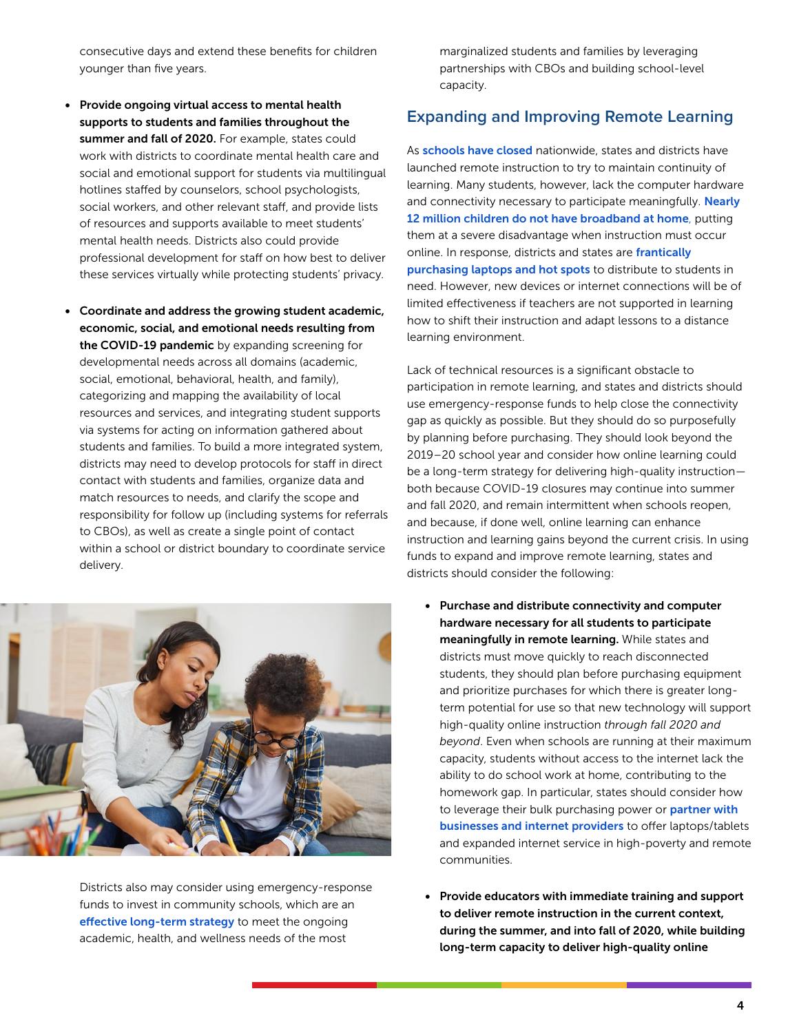consecutive days and extend these benefits for children younger than five years.

- **Provide ongoing virtual access to mental health supports to students and families throughout the summer and fall of 2020.** For example, states could work with districts to coordinate mental health care and social and emotional support for students via multilingual hotlines staffed by counselors, school psychologists, social workers, and other relevant staff, and provide lists of resources and supports available to meet students' mental health needs. Districts also could provide professional development for staff on how best to deliver these services virtually while protecting students' privacy.

- **Coordinate and address the growing student academic, economic, social, and emotional needs resulting from the COVID-19 pandemic** by expanding screening for developmental needs across all domains (academic, social, emotional, behavioral, health, and family), categorizing and mapping the availability of local resources and services, and integrating student supports via systems for acting on information gathered about students and families. To build a more integrated system, districts may need to develop protocols for staff in direct contact with students and families, organize data and match resources to needs, and clarify the scope and responsibility for follow up (including systems for referrals to CBOs), as well as create a single point of contact within a school or district boundary to coordinate service delivery.

Districts also may consider using emergency-response funds to invest in community schools, which are an effective long-term strategy to meet the ongoing academic, health, and wellness needs of the most marginalized students and families by leveraging partnerships with CBOs and building school-level capacity.

## Expanding and Improving Remote Learning

As schools have closed nationwide, states and districts have launched remote instruction to try to maintain continuity of learning. Many students, however, lack the computer hardware and connectivity necessary to participate meaningfully. Nearly 12 million children do not have broadband at home, putting them at a severe disadvantage when instruction must occur online. In response, districts and states are frantically purchasing laptops and hot spots to distribute to students in need. However, new devices or internet connections will be of limited effectiveness if teachers are not supported in learning how to shift their instruction and adapt lessons to a distance learning environment.

Lack of technical resources is a significant obstacle to participation in remote learning, and states and districts should use emergency-response funds to help close the connectivity gap as quickly as possible. But they should do so purposefully by planning before purchasing. They should look beyond the 2019–20 school year and consider how online learning could be a long-term strategy for delivering high-quality instruction—both because COVID-19 closures may continue into summer and fall 2020, and remain intermittent when schools reopen, and because, if done well, online learning can enhance instruction and learning gains beyond the current crisis. In using funds to expand and improve remote learning, states and districts should consider the following:

- **Purchase and distribute connectivity and computer hardware necessary for all students to participate meaningfully in remote learning.** While states and districts must move quickly to reach disconnected students, they should plan before purchasing equipment and prioritize purchases for which there is greater long-term potential for use so that new technology will support high-quality online instruction *through fall 2020 and beyond*. Even when schools are running at their maximum capacity, students without access to the internet lack the ability to do school work at home, contributing to the homework gap. In particular, states should consider how to leverage their bulk purchasing power or partner with businesses and internet providers to offer laptops/tablets and expanded internet service in high-poverty and remote communities.

- **Provide educators with immediate training and support to deliver remote instruction in the current context, during the summer, and into fall of 2020, while building long-term capacity to deliver high-quality online**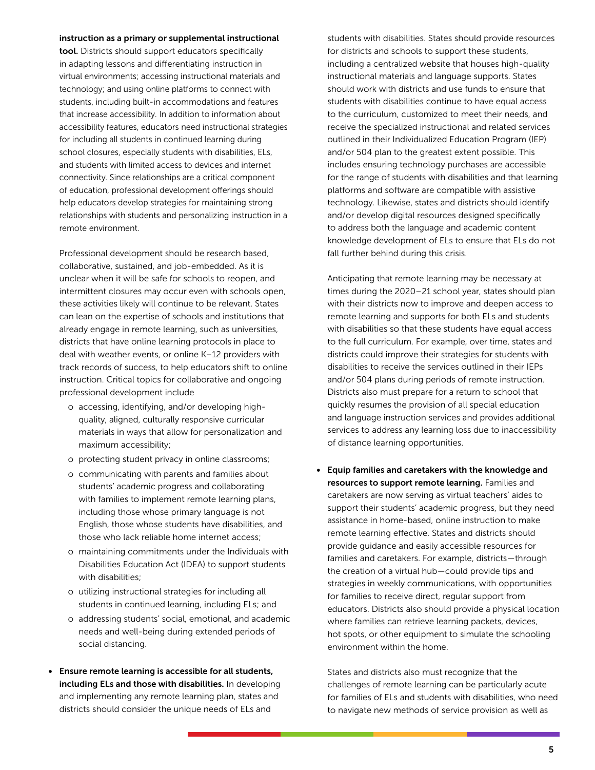**instruction as a primary or supplemental instructional tool.** Districts should support educators specifically in adapting lessons and differentiating instruction in virtual environments; accessing instructional materials and technology; and using online platforms to connect with students, including built-in accommodations and features that increase accessibility. In addition to information about accessibility features, educators need instructional strategies for including all students in continued learning during school closures, especially students with disabilities, ELs, and students with limited access to devices and internet connectivity. Since relationships are a critical component of education, professional development offerings should help educators develop strategies for maintaining strong relationships with students and personalizing instruction in a remote environment.

Professional development should be research based, collaborative, sustained, and job-embedded. As it is unclear when it will be safe for schools to reopen, and intermittent closures may occur even with schools open, these activities likely will continue to be relevant. States can lean on the expertise of schools and institutions that already engage in remote learning, such as universities, districts that have online learning protocols in place to deal with weather events, or online K–12 providers with track records of success, to help educators shift to online instruction. Critical topics for collaborative and ongoing professional development include

- accessing, identifying, and/or developing high-quality, aligned, culturally responsive curricular materials in ways that allow for personalization and maximum accessibility;
- protecting student privacy in online classrooms;
- communicating with parents and families about students' academic progress and collaborating with families to implement remote learning plans, including those whose primary language is not English, those whose students have disabilities, and those who lack reliable home internet access;
- maintaining commitments under the Individuals with Disabilities Education Act (IDEA) to support students with disabilities;
- utilizing instructional strategies for including all students in continued learning, including ELs; and
- addressing students' social, emotional, and academic needs and well-being during extended periods of social distancing.

- **Ensure remote learning is accessible for all students, including ELs and those with disabilities.** In developing and implementing any remote learning plan, states and districts should consider the unique needs of ELs and students with disabilities. States should provide resources for districts and schools to support these students, including a centralized website that houses high-quality instructional materials and language supports. States should work with districts and use funds to ensure that students with disabilities continue to have equal access to the curriculum, customized to meet their needs, and receive the specialized instructional and related services outlined in their Individualized Education Program (IEP) and/or 504 plan to the greatest extent possible. This includes ensuring technology purchases are accessible for the range of students with disabilities and that learning platforms and software are compatible with assistive technology. Likewise, states and districts should identify and/or develop digital resources designed specifically to address both the language and academic content knowledge development of ELs to ensure that ELs do not fall further behind during this crisis.

  Anticipating that remote learning may be necessary at times during the 2020–21 school year, states should plan with their districts now to improve and deepen access to remote learning and supports for both ELs and students with disabilities so that these students have equal access to the full curriculum. For example, over time, states and districts could improve their strategies for students with disabilities to receive the services outlined in their IEPs and/or 504 plans during periods of remote instruction. Districts also must prepare for a return to school that quickly resumes the provision of all special education and language instruction services and provides additional services to address any learning loss due to inaccessibility of distance learning opportunities.

- **Equip families and caretakers with the knowledge and resources to support remote learning.** Families and caretakers are now serving as virtual teachers' aides to support their students' academic progress, but they need assistance in home-based, online instruction to make remote learning effective. States and districts should provide guidance and easily accessible resources for families and caretakers. For example, districts—through the creation of a virtual hub—could provide tips and strategies in weekly communications, with opportunities for families to receive direct, regular support from educators. Districts also should provide a physical location where families can retrieve learning packets, devices, hot spots, or other equipment to simulate the schooling environment within the home.

  States and districts also must recognize that the challenges of remote learning can be particularly acute for families of ELs and students with disabilities, who need to navigate new methods of service provision as well as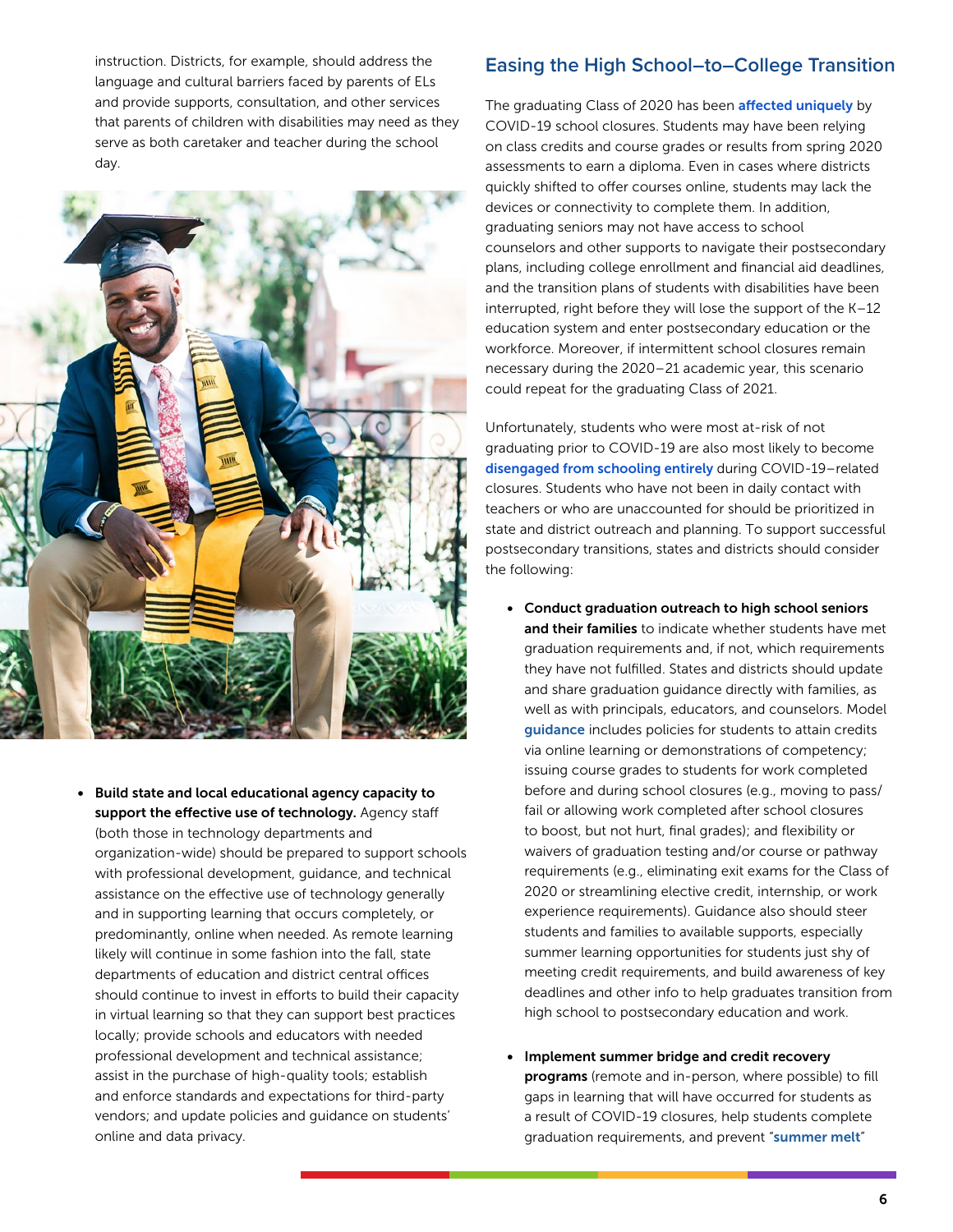instruction. Districts, for example, should address the language and cultural barriers faced by parents of ELs and provide supports, consultation, and other services that parents of children with disabilities may need as they serve as both caretaker and teacher during the school day.

- **Build state and local educational agency capacity to support the effective use of technology.** Agency staff (both those in technology departments and organization-wide) should be prepared to support schools with professional development, guidance, and technical assistance on the effective use of technology generally and in supporting learning that occurs completely, or predominantly, online when needed. As remote learning likely will continue in some fashion into the fall, state departments of education and district central offices should continue to invest in efforts to build their capacity in virtual learning so that they can support best practices locally; provide schools and educators with needed professional development and technical assistance; assist in the purchase of high-quality tools; establish and enforce standards and expectations for third-party vendors; and update policies and guidance on students' online and data privacy.

## Easing the High School–to–College Transition

The graduating Class of 2020 has been **affected uniquely** by COVID-19 school closures. Students may have been relying on class credits and course grades or results from spring 2020 assessments to earn a diploma. Even in cases where districts quickly shifted to offer courses online, students may lack the devices or connectivity to complete them. In addition, graduating seniors may not have access to school counselors and other supports to navigate their postsecondary plans, including college enrollment and financial aid deadlines, and the transition plans of students with disabilities have been interrupted, right before they will lose the support of the K–12 education system and enter postsecondary education or the workforce. Moreover, if intermittent school closures remain necessary during the 2020–21 academic year, this scenario could repeat for the graduating Class of 2021.

Unfortunately, students who were most at-risk of not graduating prior to COVID-19 are also most likely to become **disengaged from schooling entirely** during COVID-19–related closures. Students who have not been in daily contact with teachers or who are unaccounted for should be prioritized in state and district outreach and planning. To support successful postsecondary transitions, states and districts should consider the following:

- **Conduct graduation outreach to high school seniors and their families** to indicate whether students have met graduation requirements and, if not, which requirements they have not fulfilled. States and districts should update and share graduation guidance directly with families, as well as with principals, educators, and counselors. Model **guidance** includes policies for students to attain credits via online learning or demonstrations of competency; issuing course grades to students for work completed before and during school closures (e.g., moving to pass/fail or allowing work completed after school closures to boost, but not hurt, final grades); and flexibility or waivers of graduation testing and/or course or pathway requirements (e.g., eliminating exit exams for the Class of 2020 or streamlining elective credit, internship, or work experience requirements). Guidance also should steer students and families to available supports, especially summer learning opportunities for students just shy of meeting credit requirements, and build awareness of key deadlines and other info to help graduates transition from high school to postsecondary education and work.

- **Implement summer bridge and credit recovery programs** (remote and in-person, where possible) to fill gaps in learning that will have occurred for students as a result of COVID-19 closures, help students complete graduation requirements, and prevent "**summer melt**"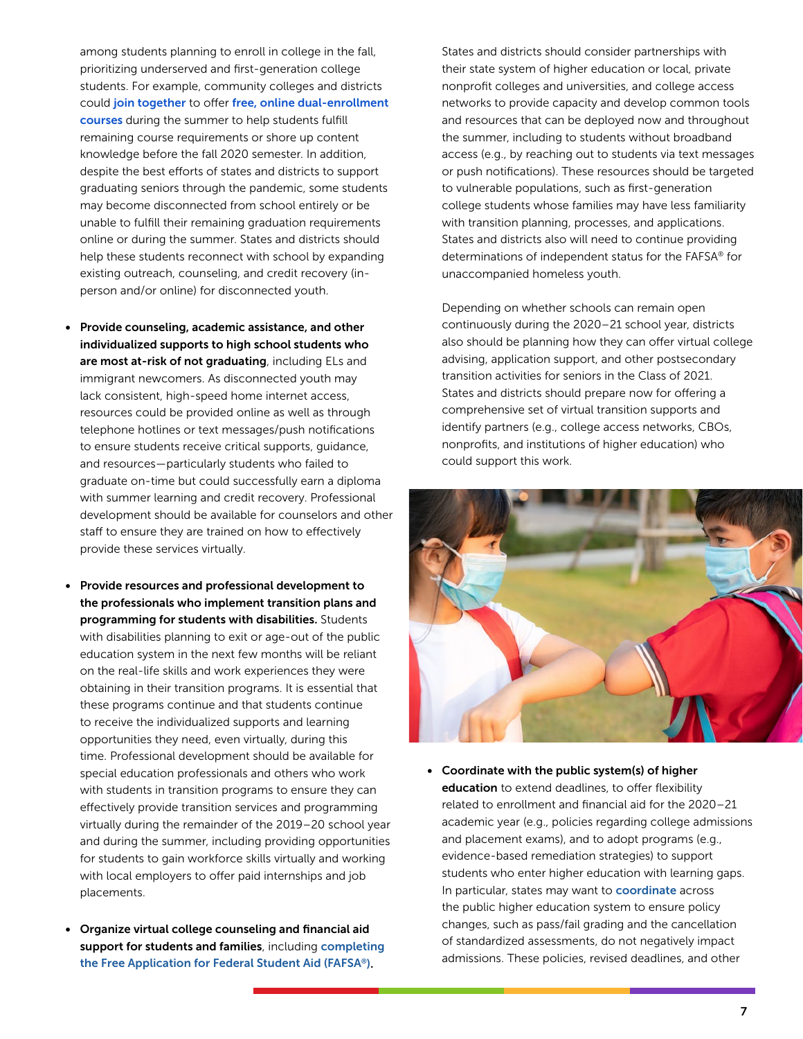among students planning to enroll in college in the fall, prioritizing underserved and first-generation college students. For example, community colleges and districts could join together to offer free, online dual-enrollment courses during the summer to help students fulfill remaining course requirements or shore up content knowledge before the fall 2020 semester. In addition, despite the best efforts of states and districts to support graduating seniors through the pandemic, some students may become disconnected from school entirely or be unable to fulfill their remaining graduation requirements online or during the summer. States and districts should help these students reconnect with school by expanding existing outreach, counseling, and credit recovery (in-person and/or online) for disconnected youth.

- **Provide counseling, academic assistance, and other individualized supports to high school students who are most at-risk of not graduating**, including ELs and immigrant newcomers. As disconnected youth may lack consistent, high-speed home internet access, resources could be provided online as well as through telephone hotlines or text messages/push notifications to ensure students receive critical supports, guidance, and resources—particularly students who failed to graduate on-time but could successfully earn a diploma with summer learning and credit recovery. Professional development should be available for counselors and other staff to ensure they are trained on how to effectively provide these services virtually.

- **Provide resources and professional development to the professionals who implement transition plans and programming for students with disabilities.** Students with disabilities planning to exit or age-out of the public education system in the next few months will be reliant on the real-life skills and work experiences they were obtaining in their transition programs. It is essential that these programs continue and that students continue to receive the individualized supports and learning opportunities they need, even virtually, during this time. Professional development should be available for special education professionals and others who work with students in transition programs to ensure they can effectively provide transition services and programming virtually during the remainder of the 2019–20 school year and during the summer, including providing opportunities for students to gain workforce skills virtually and working with local employers to offer paid internships and job placements.

- **Organize virtual college counseling and financial aid support for students and families**, including completing the Free Application for Federal Student Aid (FAFSA®). States and districts should consider partnerships with their state system of higher education or local, private nonprofit colleges and universities, and college access networks to provide capacity and develop common tools and resources that can be deployed now and throughout the summer, including to students without broadband access (e.g., by reaching out to students via text messages or push notifications). These resources should be targeted to vulnerable populations, such as first-generation college students whose families may have less familiarity with transition planning, processes, and applications. States and districts also will need to continue providing determinations of independent status for the FAFSA® for unaccompanied homeless youth.

  Depending on whether schools can remain open continuously during the 2020–21 school year, districts also should be planning how they can offer virtual college advising, application support, and other postsecondary transition activities for seniors in the Class of 2021. States and districts should prepare now for offering a comprehensive set of virtual transition supports and identify partners (e.g., college access networks, CBOs, nonprofits, and institutions of higher education) who could support this work.

- **Coordinate with the public system(s) of higher education** to extend deadlines, to offer flexibility related to enrollment and financial aid for the 2020–21 academic year (e.g., policies regarding college admissions and placement exams), and to adopt programs (e.g., evidence-based remediation strategies) to support students who enter higher education with learning gaps. In particular, states may want to coordinate across the public higher education system to ensure policy changes, such as pass/fail grading and the cancellation of standardized assessments, do not negatively impact admissions. These policies, revised deadlines, and other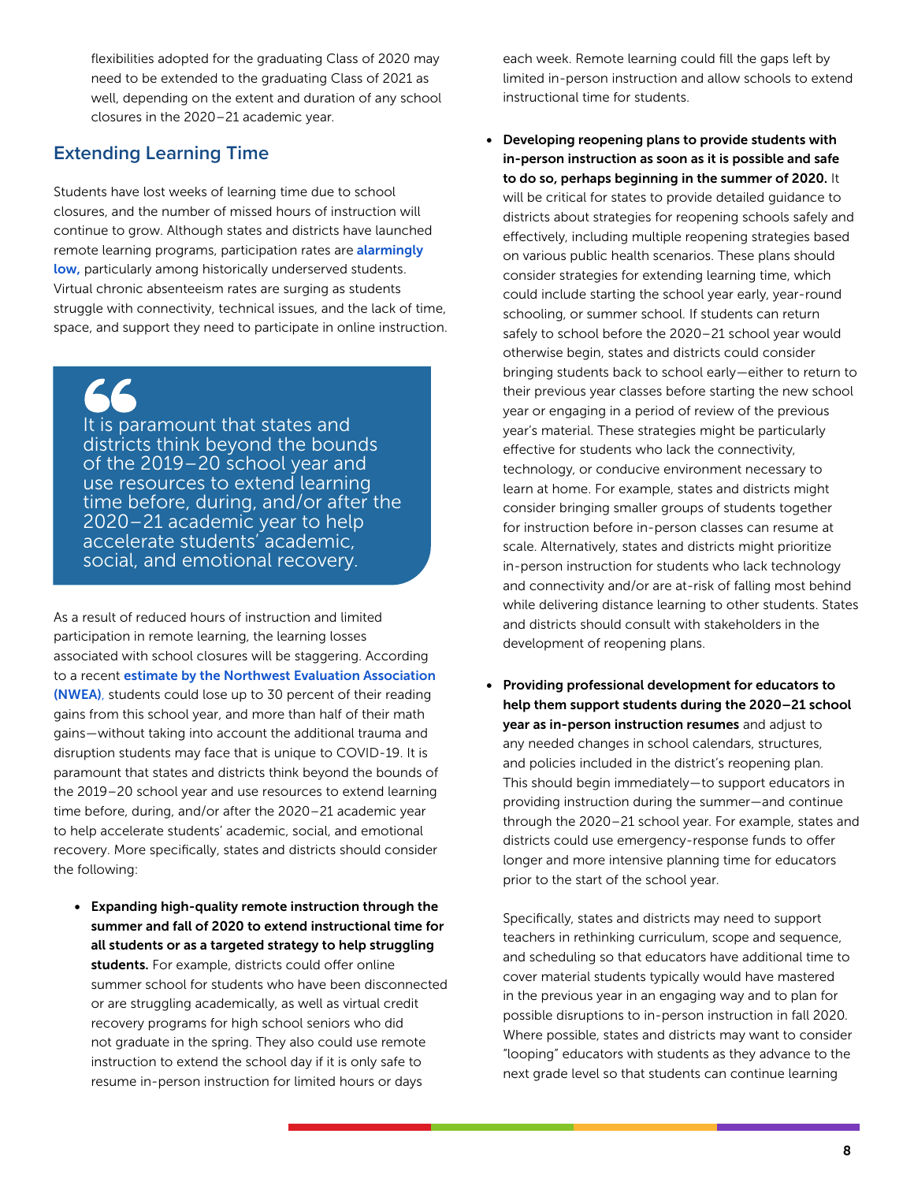flexibilities adopted for the graduating Class of 2020 may need to be extended to the graduating Class of 2021 as well, depending on the extent and duration of any school closures in the 2020–21 academic year.

## Extending Learning Time

Students have lost weeks of learning time due to school closures, and the number of missed hours of instruction will continue to grow. Although states and districts have launched remote learning programs, participation rates are **alarmingly low,** particularly among historically underserved students. Virtual chronic absenteeism rates are surging as students struggle with connectivity, technical issues, and the lack of time, space, and support they need to participate in online instruction.

> It is paramount that states and districts think beyond the bounds of the 2019–20 school year and use resources to extend learning time before, during, and/or after the 2020–21 academic year to help accelerate students' academic, social, and emotional recovery.

As a result of reduced hours of instruction and limited participation in remote learning, the learning losses associated with school closures will be staggering. According to a recent **estimate by the Northwest Evaluation Association (NWEA),** students could lose up to 30 percent of their reading gains from this school year, and more than half of their math gains—without taking into account the additional trauma and disruption students may face that is unique to COVID-19. It is paramount that states and districts think beyond the bounds of the 2019–20 school year and use resources to extend learning time before, during, and/or after the 2020–21 academic year to help accelerate students' academic, social, and emotional recovery. More specifically, states and districts should consider the following:

- **Expanding high-quality remote instruction through the summer and fall of 2020 to extend instructional time for all students or as a targeted strategy to help struggling students.** For example, districts could offer online summer school for students who have been disconnected or are struggling academically, as well as virtual credit recovery programs for high school seniors who did not graduate in the spring. They also could use remote instruction to extend the school day if it is only safe to resume in-person instruction for limited hours or days each week. Remote learning could fill the gaps left by limited in-person instruction and allow schools to extend instructional time for students.

- **Developing reopening plans to provide students with in-person instruction as soon as it is possible and safe to do so, perhaps beginning in the summer of 2020.** It will be critical for states to provide detailed guidance to districts about strategies for reopening schools safely and effectively, including multiple reopening strategies based on various public health scenarios. These plans should consider strategies for extending learning time, which could include starting the school year early, year-round schooling, or summer school. If students can return safely to school before the 2020–21 school year would otherwise begin, states and districts could consider bringing students back to school early—either to return to their previous year classes before starting the new school year or engaging in a period of review of the previous year's material. These strategies might be particularly effective for students who lack the connectivity, technology, or conducive environment necessary to learn at home. For example, states and districts might consider bringing smaller groups of students together for instruction before in-person classes can resume at scale. Alternatively, states and districts might prioritize in-person instruction for students who lack technology and connectivity and/or are at-risk of falling most behind while delivering distance learning to other students. States and districts should consult with stakeholders in the development of reopening plans.

- **Providing professional development for educators to help them support students during the 2020–21 school year as in-person instruction resumes** and adjust to any needed changes in school calendars, structures, and policies included in the district's reopening plan. This should begin immediately—to support educators in providing instruction during the summer—and continue through the 2020–21 school year. For example, states and districts could use emergency-response funds to offer longer and more intensive planning time for educators prior to the start of the school year.

  Specifically, states and districts may need to support teachers in rethinking curriculum, scope and sequence, and scheduling so that educators have additional time to cover material students typically would have mastered in the previous year in an engaging way and to plan for possible disruptions to in-person instruction in fall 2020. Where possible, states and districts may want to consider "looping" educators with students as they advance to the next grade level so that students can continue learning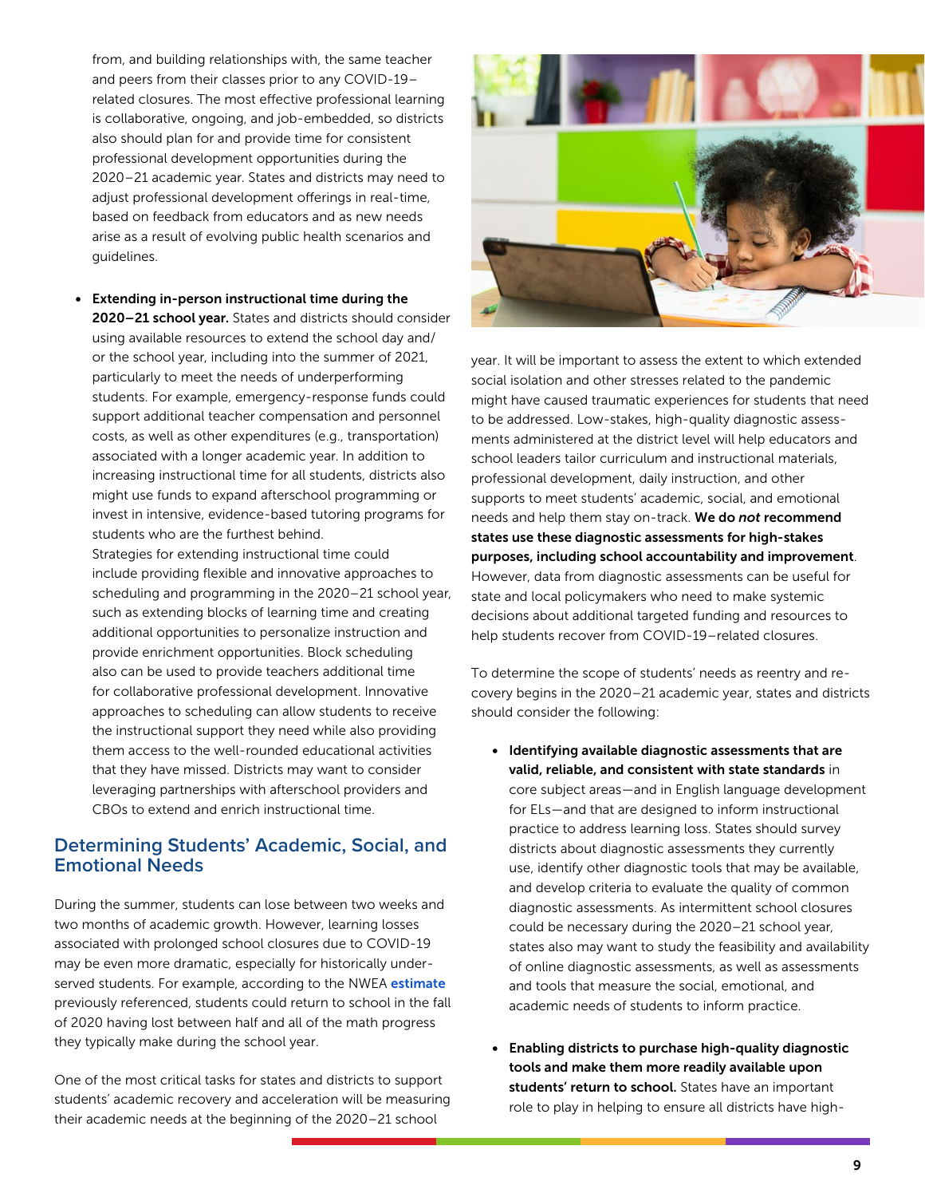from, and building relationships with, the same teacher and peers from their classes prior to any COVID-19–related closures. The most effective professional learning is collaborative, ongoing, and job-embedded, so districts also should plan for and provide time for consistent professional development opportunities during the 2020–21 academic year. States and districts may need to adjust professional development offerings in real-time, based on feedback from educators and as new needs arise as a result of evolving public health scenarios and guidelines.

- **Extending in-person instructional time during the 2020–21 school year.** States and districts should consider using available resources to extend the school day and/or the school year, including into the summer of 2021, particularly to meet the needs of underperforming students. For example, emergency-response funds could support additional teacher compensation and personnel costs, as well as other expenditures (e.g., transportation) associated with a longer academic year. In addition to increasing instructional time for all students, districts also might use funds to expand afterschool programming or invest in intensive, evidence-based tutoring programs for students who are the furthest behind.
  Strategies for extending instructional time could include providing flexible and innovative approaches to scheduling and programming in the 2020–21 school year, such as extending blocks of learning time and creating additional opportunities to personalize instruction and provide enrichment opportunities. Block scheduling also can be used to provide teachers additional time for collaborative professional development. Innovative approaches to scheduling can allow students to receive the instructional support they need while also providing them access to the well-rounded educational activities that they have missed. Districts may want to consider leveraging partnerships with afterschool providers and CBOs to extend and enrich instructional time.

## Determining Students' Academic, Social, and Emotional Needs

During the summer, students can lose between two weeks and two months of academic growth. However, learning losses associated with prolonged school closures due to COVID-19 may be even more dramatic, especially for historically underserved students. For example, according to the NWEA estimate previously referenced, students could return to school in the fall of 2020 having lost between half and all of the math progress they typically make during the school year.

One of the most critical tasks for states and districts to support students' academic recovery and acceleration will be measuring their academic needs at the beginning of the 2020–21 school year. It will be important to assess the extent to which extended social isolation and other stresses related to the pandemic might have caused traumatic experiences for students that need to be addressed. Low-stakes, high-quality diagnostic assessments administered at the district level will help educators and school leaders tailor curriculum and instructional materials, professional development, daily instruction, and other supports to meet students' academic, social, and emotional needs and help them stay on-track. **We do *not* recommend states use these diagnostic assessments for high-stakes purposes, including school accountability and improvement**. However, data from diagnostic assessments can be useful for state and local policymakers who need to make systemic decisions about additional targeted funding and resources to help students recover from COVID-19–related closures.

To determine the scope of students' needs as reentry and recovery begins in the 2020–21 academic year, states and districts should consider the following:

- **Identifying available diagnostic assessments that are valid, reliable, and consistent with state standards** in core subject areas—and in English language development for ELs—and that are designed to inform instructional practice to address learning loss. States should survey districts about diagnostic assessments they currently use, identify other diagnostic tools that may be available, and develop criteria to evaluate the quality of common diagnostic assessments. As intermittent school closures could be necessary during the 2020–21 school year, states also may want to study the feasibility and availability of online diagnostic assessments, as well as assessments and tools that measure the social, emotional, and academic needs of students to inform practice.

- **Enabling districts to purchase high-quality diagnostic tools and make them more readily available upon students' return to school.** States have an important role to play in helping to ensure all districts have high-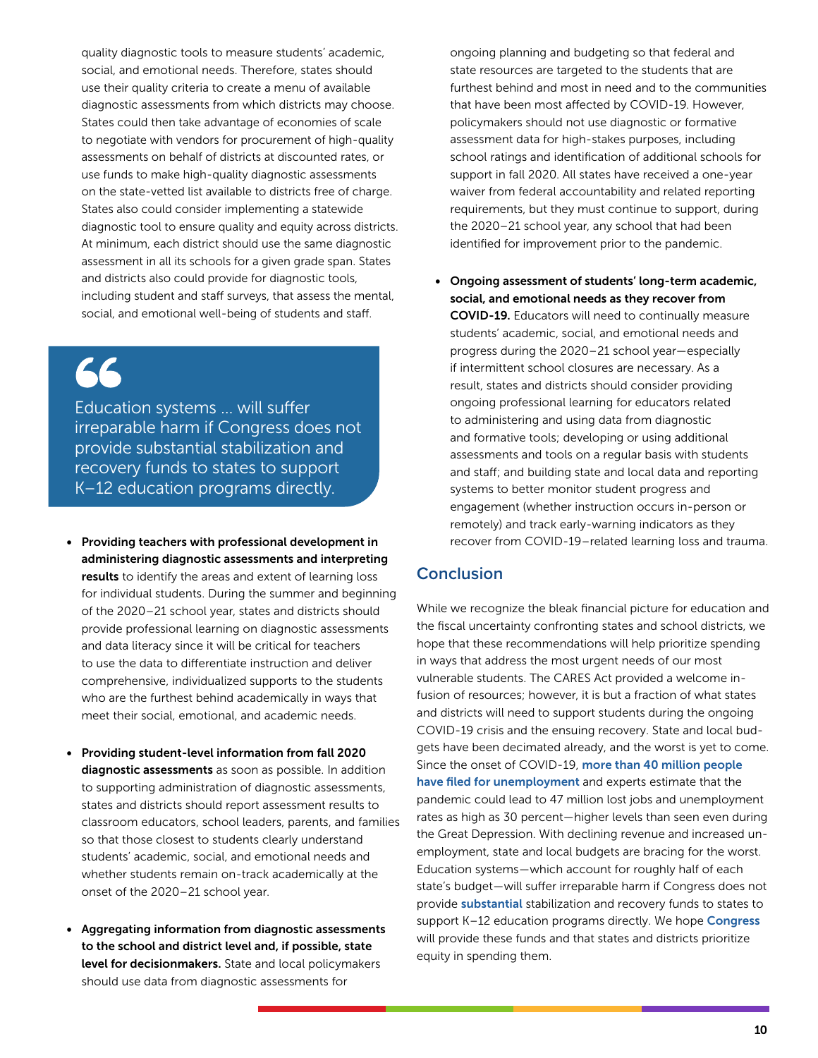quality diagnostic tools to measure students' academic, social, and emotional needs. Therefore, states should use their quality criteria to create a menu of available diagnostic assessments from which districts may choose. States could then take advantage of economies of scale to negotiate with vendors for procurement of high-quality assessments on behalf of districts at discounted rates, or use funds to make high-quality diagnostic assessments on the state-vetted list available to districts free of charge. States also could consider implementing a statewide diagnostic tool to ensure quality and equity across districts. At minimum, each district should use the same diagnostic assessment in all its schools for a given grade span. States and districts also could provide for diagnostic tools, including student and staff surveys, that assess the mental, social, and emotional well-being of students and staff.

> Education systems ... will suffer irreparable harm if Congress does not provide substantial stabilization and recovery funds to states to support K–12 education programs directly.

- **Providing teachers with professional development in administering diagnostic assessments and interpreting results** to identify the areas and extent of learning loss for individual students. During the summer and beginning of the 2020–21 school year, states and districts should provide professional learning on diagnostic assessments and data literacy since it will be critical for teachers to use the data to differentiate instruction and deliver comprehensive, individualized supports to the students who are the furthest behind academically in ways that meet their social, emotional, and academic needs.

- **Providing student-level information from fall 2020 diagnostic assessments** as soon as possible. In addition to supporting administration of diagnostic assessments, states and districts should report assessment results to classroom educators, school leaders, parents, and families so that those closest to students clearly understand students' academic, social, and emotional needs and whether students remain on-track academically at the onset of the 2020–21 school year.

- **Aggregating information from diagnostic assessments to the school and district level and, if possible, state level for decisionmakers.** State and local policymakers should use data from diagnostic assessments for ongoing planning and budgeting so that federal and state resources are targeted to the students that are furthest behind and most in need and to the communities that have been most affected by COVID-19. However, policymakers should not use diagnostic or formative assessment data for high-stakes purposes, including school ratings and identification of additional schools for support in fall 2020. All states have received a one-year waiver from federal accountability and related reporting requirements, but they must continue to support, during the 2020–21 school year, any school that had been identified for improvement prior to the pandemic.

- **Ongoing assessment of students' long-term academic, social, and emotional needs as they recover from COVID-19.** Educators will need to continually measure students' academic, social, and emotional needs and progress during the 2020–21 school year—especially if intermittent school closures are necessary. As a result, states and districts should consider providing ongoing professional learning for educators related to administering and using data from diagnostic and formative tools; developing or using additional assessments and tools on a regular basis with students and staff; and building state and local data and reporting systems to better monitor student progress and engagement (whether instruction occurs in-person or remotely) and track early-warning indicators as they recover from COVID-19–related learning loss and trauma.

## Conclusion

While we recognize the bleak financial picture for education and the fiscal uncertainty confronting states and school districts, we hope that these recommendations will help prioritize spending in ways that address the most urgent needs of our most vulnerable students. The CARES Act provided a welcome infusion of resources; however, it is but a fraction of what states and districts will need to support students during the ongoing COVID-19 crisis and the ensuing recovery. State and local budgets have been decimated already, and the worst is yet to come. Since the onset of COVID-19, more than 40 million people have filed for unemployment and experts estimate that the pandemic could lead to 47 million lost jobs and unemployment rates as high as 30 percent—higher levels than seen even during the Great Depression. With declining revenue and increased unemployment, state and local budgets are bracing for the worst. Education systems—which account for roughly half of each state's budget—will suffer irreparable harm if Congress does not provide substantial stabilization and recovery funds to states to support K–12 education programs directly. We hope Congress will provide these funds and that states and districts prioritize equity in spending them.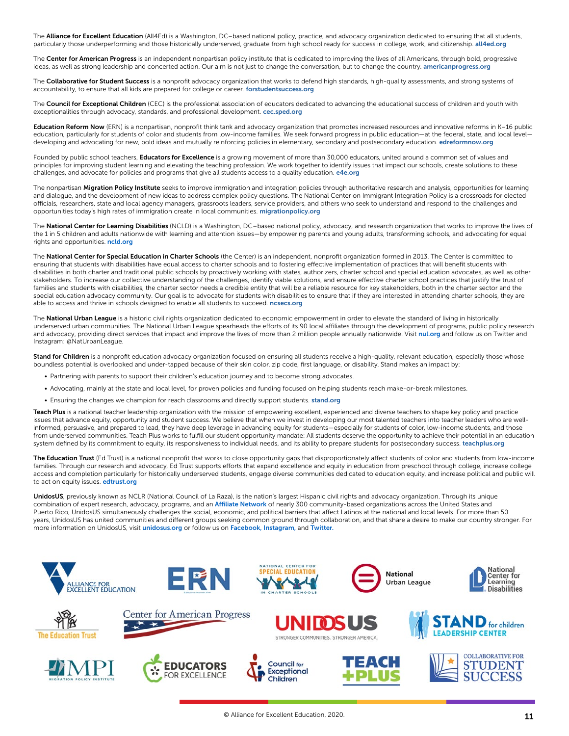The **Alliance for Excellent Education** (All4Ed) is a Washington, DC–based national policy, practice, and advocacy organization dedicated to ensuring that all students, particularly those underperforming and those historically underserved, graduate from high school ready for success in college, work, and citizenship. all4ed.org

The **Center for American Progress** is an independent nonpartisan policy institute that is dedicated to improving the lives of all Americans, through bold, progressive ideas, as well as strong leadership and concerted action. Our aim is not just to change the conversation, but to change the country. americanprogress.org

The **Collaborative for Student Success** is a nonprofit advocacy organization that works to defend high standards, high-quality assessments, and strong systems of accountability, to ensure that all kids are prepared for college or career. forstudentsuccess.org

The **Council for Exceptional Children** (CEC) is the professional association of educators dedicated to advancing the educational success of children and youth with exceptionalities through advocacy, standards, and professional development. cec.sped.org

**Education Reform Now** (ERN) is a nonpartisan, nonprofit think tank and advocacy organization that promotes increased resources and innovative reforms in K–16 public education, particularly for students of color and students from low-income families. We seek forward progress in public education—at the federal, state, and local level—developing and advocating for new, bold ideas and mutually reinforcing policies in elementary, secondary and postsecondary education. edreformnow.org

Founded by public school teachers, **Educators for Excellence** is a growing movement of more than 30,000 educators, united around a common set of values and principles for improving student learning and elevating the teaching profession. We work together to identify issues that impact our schools, create solutions to these challenges, and advocate for policies and programs that give all students access to a quality education. e4e.org

The nonpartisan **Migration Policy Institute** seeks to improve immigration and integration policies through authoritative research and analysis, opportunities for learning and dialogue, and the development of new ideas to address complex policy questions. The National Center on Immigrant Integration Policy is a crossroads for elected officials, researchers, state and local agency managers, grassroots leaders, service providers, and others who seek to understand and respond to the challenges and opportunities today's high rates of immigration create in local communities. migrationpolicy.org

The **National Center for Learning Disabilities** (NCLD) is a Washington, DC–based national policy, advocacy, and research organization that works to improve the lives of the 1 in 5 children and adults nationwide with learning and attention issues—by empowering parents and young adults, transforming schools, and advocating for equal rights and opportunities. ncld.org

The **National Center for Special Education in Charter Schools** (the Center) is an independent, nonprofit organization formed in 2013. The Center is committed to ensuring that students with disabilities have equal access to charter schools and to fostering effective implementation of practices that will benefit students with disabilities in both charter and traditional public schools by proactively working with states, authorizers, charter school and special education advocates, as well as other stakeholders. To increase our collective understanding of the challenges, identify viable solutions, and ensure effective charter school practices that justify the trust of families and students with disabilities, the charter sector needs a credible entity that will be a reliable resource for key stakeholders, both in the charter sector and the special education advocacy community. Our goal is to advocate for students with disabilities to ensure that if they are interested in attending charter schools, they are able to access and thrive in schools designed to enable all students to succeed. ncsecs.org

The **National Urban League** is a historic civil rights organization dedicated to economic empowerment in order to elevate the standard of living in historically underserved urban communities. The National Urban League spearheads the efforts of its 90 local affiliates through the development of programs, public policy research and advocacy, providing direct services that impact and improve the lives of more than 2 million people annually nationwide. Visit nul.org and follow us on Twitter and Instagram: @NatUrbanLeague.

**Stand for Children** is a nonprofit education advocacy organization focused on ensuring all students receive a high-quality, relevant education, especially those whose boundless potential is overlooked and under-tapped because of their skin color, zip code, first language, or disability. Stand makes an impact by:

- Partnering with parents to support their children's education journey and to become strong advocates.
- Advocating, mainly at the state and local level, for proven policies and funding focused on helping students reach make-or-break milestones.
- Ensuring the changes we champion for reach classrooms and directly support students. stand.org

**Teach Plus** is a national teacher leadership organization with the mission of empowering excellent, experienced and diverse teachers to shape key policy and practice issues that advance equity, opportunity and student success. We believe that when we invest in developing our most talented teachers into teacher leaders who are well-informed, persuasive, and prepared to lead, they have deep leverage in advancing equity for students—especially for students of color, low-income students, and those from underserved communities. Teach Plus works to fulfill our student opportunity mandate: All students deserve the opportunity to achieve their potential in an education system defined by its commitment to equity, its responsiveness to individual needs, and its ability to prepare students for postsecondary success. teachplus.org

**The Education Trust** (Ed Trust) is a national nonprofit that works to close opportunity gaps that disproportionately affect students of color and students from low-income families. Through our research and advocacy, Ed Trust supports efforts that expand excellence and equity in education from preschool through college, increase college access and completion particularly for historically underserved students, engage diverse communities dedicated to education equity, and increase political and public will to act on equity issues. edtrust.org

**UnidosUS**, previously known as NCLR (National Council of La Raza), is the nation's largest Hispanic civil rights and advocacy organization. Through its unique combination of expert research, advocacy, programs, and an Affiliate Network of nearly 300 community-based organizations across the United States and Puerto Rico, UnidosUS simultaneously challenges the social, economic, and political barriers that affect Latinos at the national and local levels. For more than 50 years, UnidosUS has united communities and different groups seeking common ground through collaboration, and that share a desire to make our country stronger. For more information on UnidosUS, visit unidosus.org or follow us on Facebook, Instagram, and Twitter.

© Alliance for Excellent Education, 2020.